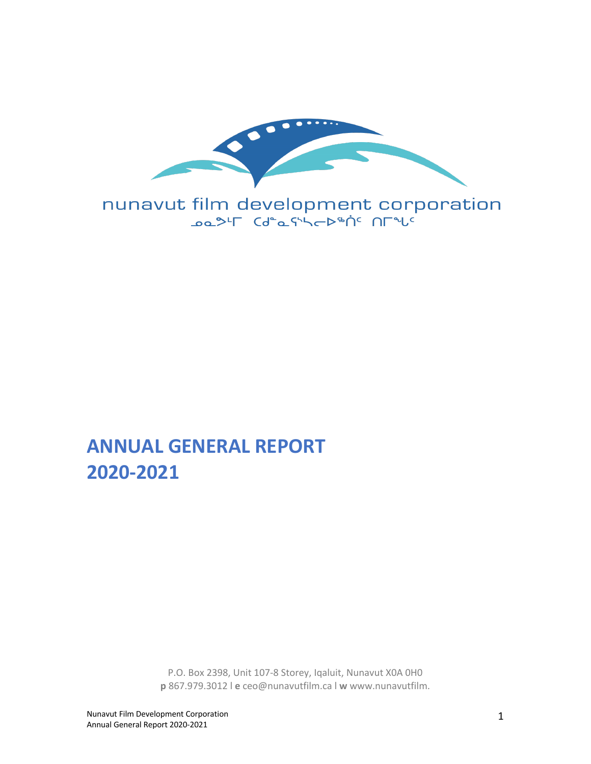nunavut film development corporation

ᓄᓇᕗᒻᒥ ᑕᑯᓐᓇᕐᓯᓚᐅᖅᑎᑦ ᑎᒥᖓᑦ

# ANNUAL GENERAL REPORT 2020-2021

P.O. Box 2398, Unit 107-8 Storey, Iqaluit, Nunavut X0A 0H0
**p** 867.979.3012 l **e** ceo@nunavutfilm.ca l **w** www.nunavutfilm.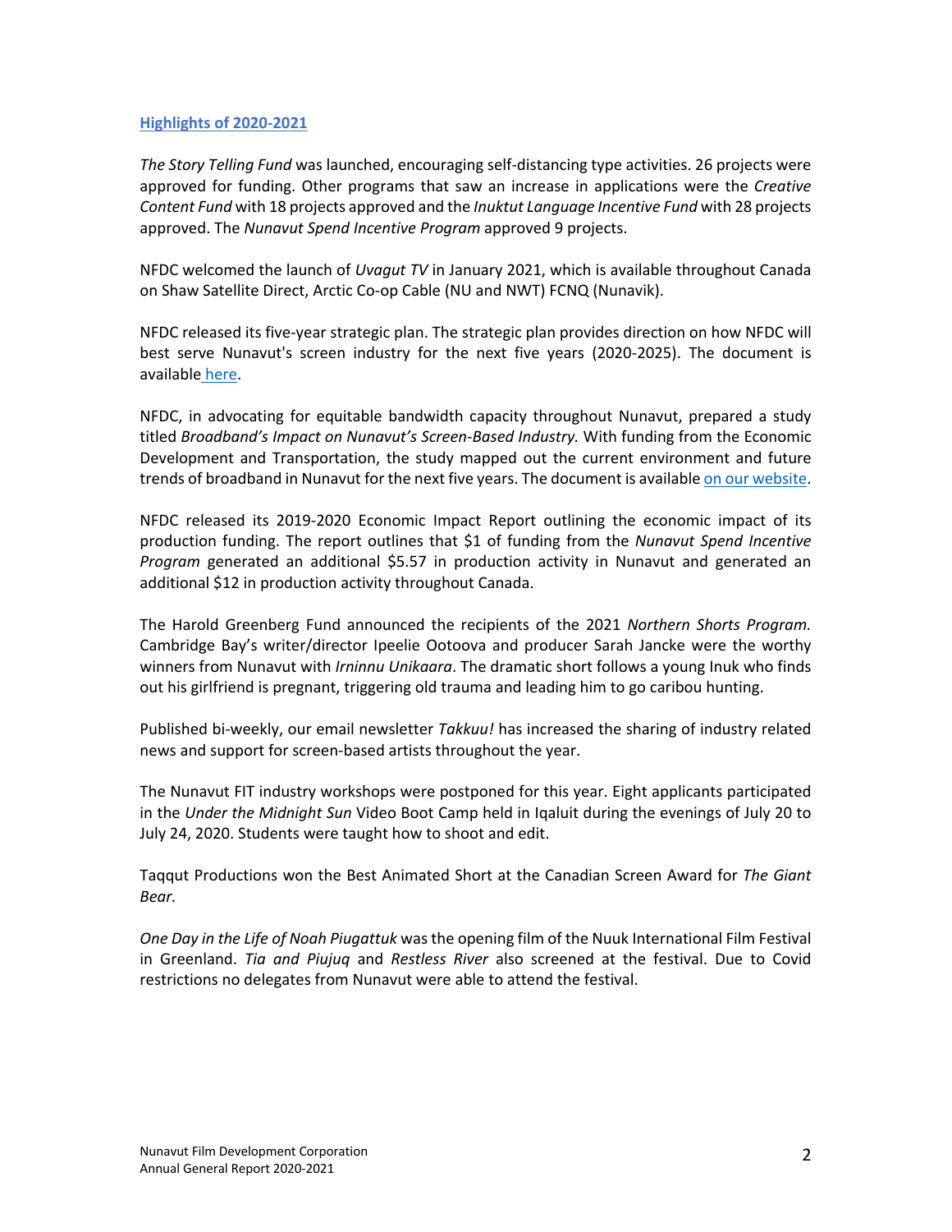## Highlights of 2020-2021

*The Story Telling Fund* was launched, encouraging self-distancing type activities. 26 projects were approved for funding. Other programs that saw an increase in applications were the *Creative Content Fund* with 18 projects approved and the *Inuktut Language Incentive Fund* with 28 projects approved. The *Nunavut Spend Incentive Program* approved 9 projects.

NFDC welcomed the launch of *Uvagut TV* in January 2021, which is available throughout Canada on Shaw Satellite Direct, Arctic Co-op Cable (NU and NWT) FCNQ (Nunavik).

NFDC released its five-year strategic plan. The strategic plan provides direction on how NFDC will best serve Nunavut's screen industry for the next five years (2020-2025). The document is available here.

NFDC, in advocating for equitable bandwidth capacity throughout Nunavut, prepared a study titled *Broadband's Impact on Nunavut's Screen-Based Industry.* With funding from the Economic Development and Transportation, the study mapped out the current environment and future trends of broadband in Nunavut for the next five years. The document is available on our website.

NFDC released its 2019-2020 Economic Impact Report outlining the economic impact of its production funding. The report outlines that $1 of funding from the *Nunavut Spend Incentive Program* generated an additional $5.57 in production activity in Nunavut and generated an additional $12 in production activity throughout Canada.

The Harold Greenberg Fund announced the recipients of the 2021 *Northern Shorts Program.* Cambridge Bay's writer/director Ipeelie Ootoova and producer Sarah Jancke were the worthy winners from Nunavut with *Irninnu Unikaara*. The dramatic short follows a young Inuk who finds out his girlfriend is pregnant, triggering old trauma and leading him to go caribou hunting.

Published bi-weekly, our email newsletter *Takkuu!* has increased the sharing of industry related news and support for screen-based artists throughout the year.

The Nunavut FIT industry workshops were postponed for this year. Eight applicants participated in the *Under the Midnight Sun* Video Boot Camp held in Iqaluit during the evenings of July 20 to July 24, 2020. Students were taught how to shoot and edit.

Taqqut Productions won the Best Animated Short at the Canadian Screen Award for *The Giant Bear.*

*One Day in the Life of Noah Piugattuk* was the opening film of the Nuuk International Film Festival in Greenland. *Tia and Piujuq* and *Restless River* also screened at the festival. Due to Covid restrictions no delegates from Nunavut were able to attend the festival.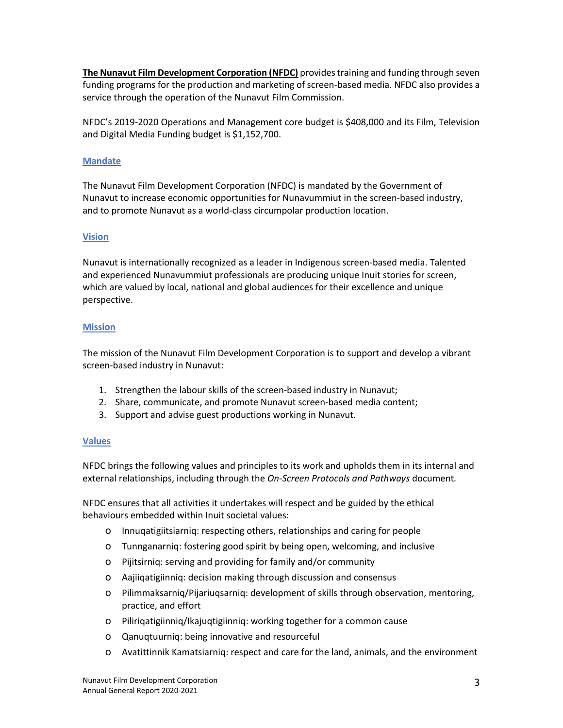**The Nunavut Film Development Corporation (NFDC)** provides training and funding through seven funding programs for the production and marketing of screen-based media. NFDC also provides a service through the operation of the Nunavut Film Commission.

NFDC's 2019-2020 Operations and Management core budget is $408,000 and its Film, Television and Digital Media Funding budget is $1,152,700.

## Mandate

The Nunavut Film Development Corporation (NFDC) is mandated by the Government of Nunavut to increase economic opportunities for Nunavummiut in the screen-based industry, and to promote Nunavut as a world-class circumpolar production location.

## Vision

Nunavut is internationally recognized as a leader in Indigenous screen-based media. Talented and experienced Nunavummiut professionals are producing unique Inuit stories for screen, which are valued by local, national and global audiences for their excellence and unique perspective.

## Mission

The mission of the Nunavut Film Development Corporation is to support and develop a vibrant screen-based industry in Nunavut:

1. Strengthen the labour skills of the screen-based industry in Nunavut;
2. Share, communicate, and promote Nunavut screen-based media content;
3. Support and advise guest productions working in Nunavut.

## Values

NFDC brings the following values and principles to its work and upholds them in its internal and external relationships, including through the *On-Screen Protocols and Pathways* document*.*

NFDC ensures that all activities it undertakes will respect and be guided by the ethical behaviours embedded within Inuit societal values:

- Innuqatigiitsiarniq: respecting others, relationships and caring for people
- Tunnganarniq: fostering good spirit by being open, welcoming, and inclusive
- Pijitsirniq: serving and providing for family and/or community
- Aajiiqatigiinniq: decision making through discussion and consensus
- Pilimmaksarniq/Pijariuqsarniq: development of skills through observation, mentoring, practice, and effort
- Piliriqatigiinniq/Ikajuqtigiinniq: working together for a common cause
- Qanuqtuurniq: being innovative and resourceful
- Avatittinnik Kamatsiarniq: respect and care for the land, animals, and the environment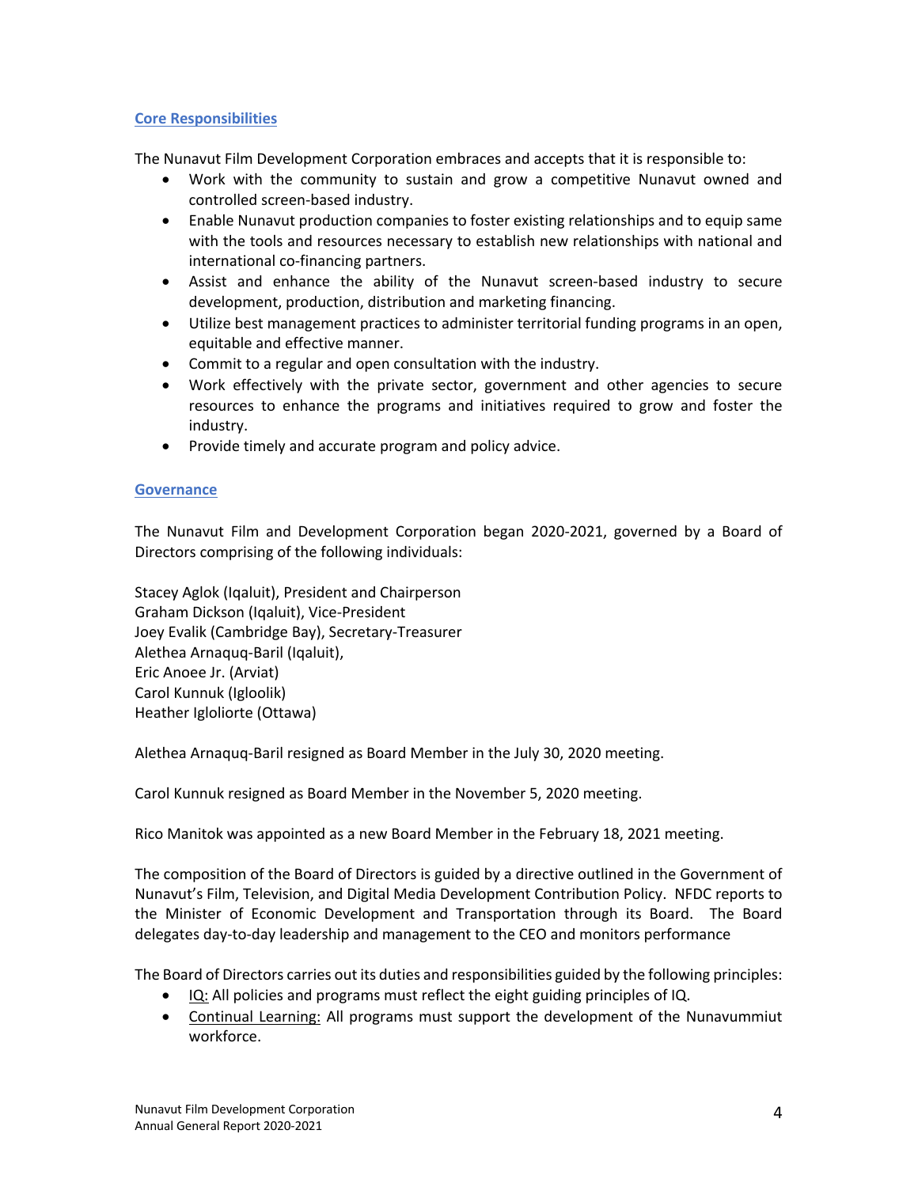## Core Responsibilities

The Nunavut Film Development Corporation embraces and accepts that it is responsible to:

- Work with the community to sustain and grow a competitive Nunavut owned and controlled screen-based industry.
- Enable Nunavut production companies to foster existing relationships and to equip same with the tools and resources necessary to establish new relationships with national and international co-financing partners.
- Assist and enhance the ability of the Nunavut screen-based industry to secure development, production, distribution and marketing financing.
- Utilize best management practices to administer territorial funding programs in an open, equitable and effective manner.
- Commit to a regular and open consultation with the industry.
- Work effectively with the private sector, government and other agencies to secure resources to enhance the programs and initiatives required to grow and foster the industry.
- Provide timely and accurate program and policy advice.

## Governance

The Nunavut Film and Development Corporation began 2020-2021, governed by a Board of Directors comprising of the following individuals:

Stacey Aglok (Iqaluit), President and Chairperson
Graham Dickson (Iqaluit), Vice-President
Joey Evalik (Cambridge Bay), Secretary-Treasurer
Alethea Arnaquq-Baril (Iqaluit),
Eric Anoee Jr. (Arviat)
Carol Kunnuk (Igloolik)
Heather Igloliorte (Ottawa)

Alethea Arnaquq-Baril resigned as Board Member in the July 30, 2020 meeting.

Carol Kunnuk resigned as Board Member in the November 5, 2020 meeting.

Rico Manitok was appointed as a new Board Member in the February 18, 2021 meeting.

The composition of the Board of Directors is guided by a directive outlined in the Government of Nunavut's Film, Television, and Digital Media Development Contribution Policy. NFDC reports to the Minister of Economic Development and Transportation through its Board. The Board delegates day-to-day leadership and management to the CEO and monitors performance

The Board of Directors carries out its duties and responsibilities guided by the following principles:

- IQ: All policies and programs must reflect the eight guiding principles of IQ.
- Continual Learning: All programs must support the development of the Nunavummiut workforce.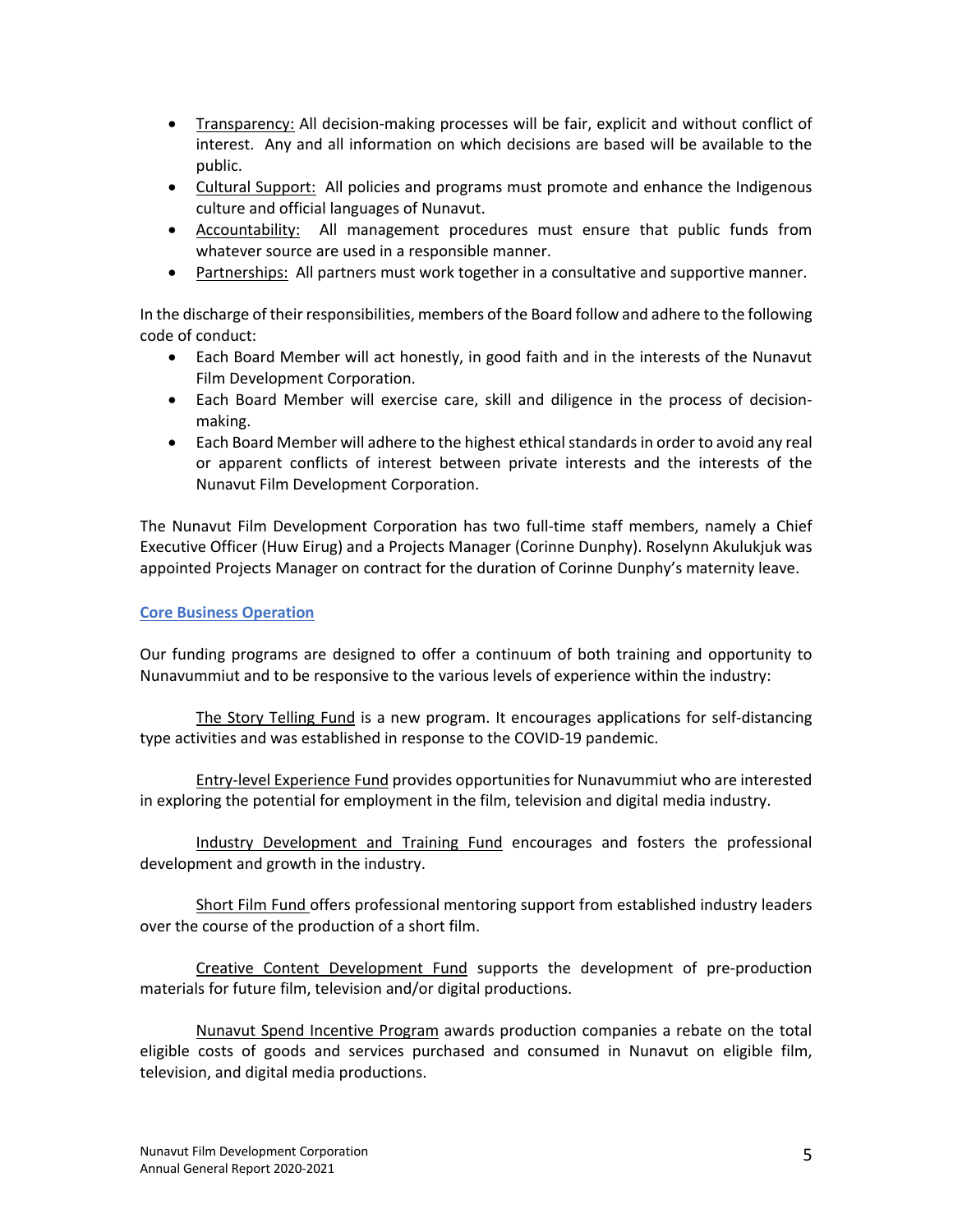- Transparency: All decision-making processes will be fair, explicit and without conflict of interest. Any and all information on which decisions are based will be available to the public.
- Cultural Support: All policies and programs must promote and enhance the Indigenous culture and official languages of Nunavut.
- Accountability: All management procedures must ensure that public funds from whatever source are used in a responsible manner.
- Partnerships: All partners must work together in a consultative and supportive manner.

In the discharge of their responsibilities, members of the Board follow and adhere to the following code of conduct:

- Each Board Member will act honestly, in good faith and in the interests of the Nunavut Film Development Corporation.
- Each Board Member will exercise care, skill and diligence in the process of decision-making.
- Each Board Member will adhere to the highest ethical standards in order to avoid any real or apparent conflicts of interest between private interests and the interests of the Nunavut Film Development Corporation.

The Nunavut Film Development Corporation has two full-time staff members, namely a Chief Executive Officer (Huw Eirug) and a Projects Manager (Corinne Dunphy). Roselynn Akulukjuk was appointed Projects Manager on contract for the duration of Corinne Dunphy's maternity leave.

## Core Business Operation

Our funding programs are designed to offer a continuum of both training and opportunity to Nunavummiut and to be responsive to the various levels of experience within the industry:

The Story Telling Fund is a new program. It encourages applications for self-distancing type activities and was established in response to the COVID-19 pandemic.

Entry-level Experience Fund provides opportunities for Nunavummiut who are interested in exploring the potential for employment in the film, television and digital media industry.

Industry Development and Training Fund encourages and fosters the professional development and growth in the industry.

Short Film Fund offers professional mentoring support from established industry leaders over the course of the production of a short film.

Creative Content Development Fund supports the development of pre-production materials for future film, television and/or digital productions.

Nunavut Spend Incentive Program awards production companies a rebate on the total eligible costs of goods and services purchased and consumed in Nunavut on eligible film, television, and digital media productions.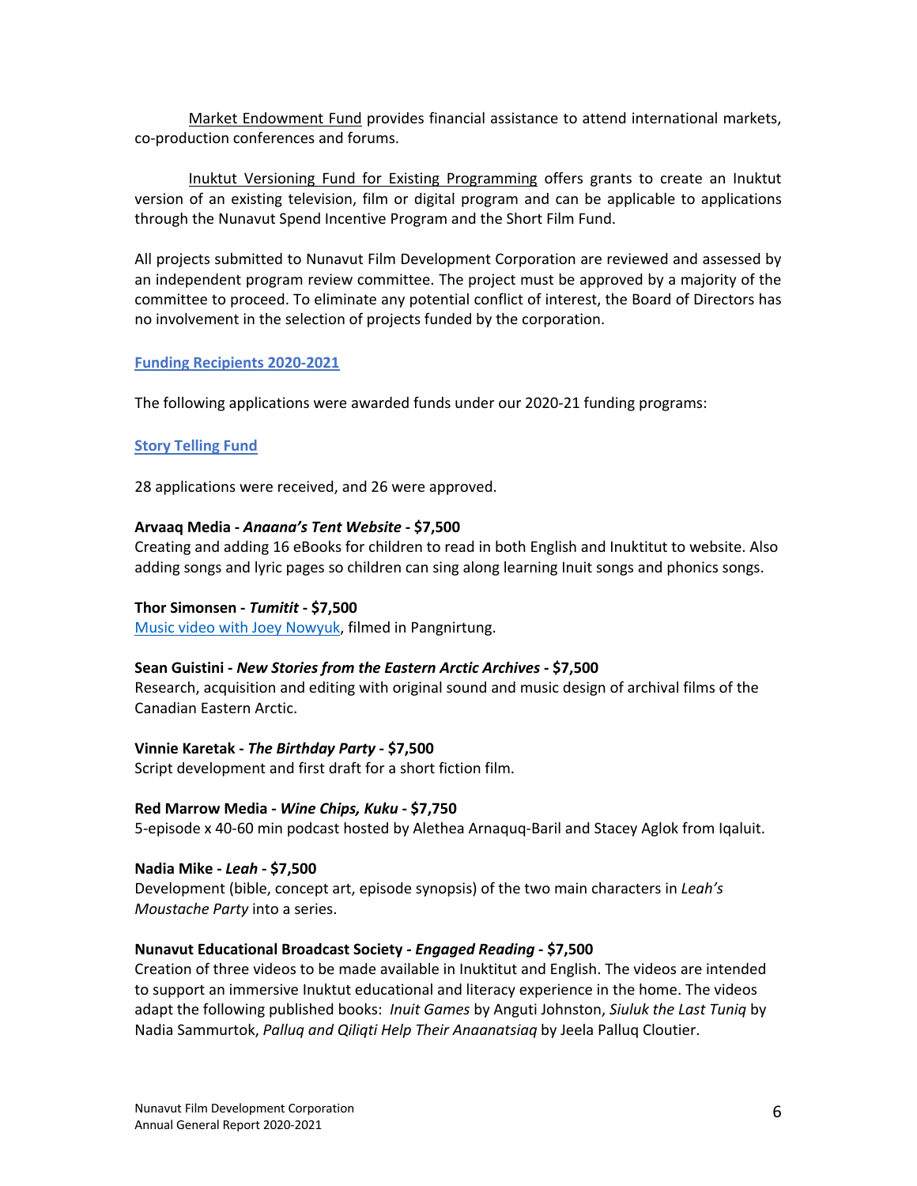Market Endowment Fund provides financial assistance to attend international markets, co-production conferences and forums.

Inuktut Versioning Fund for Existing Programming offers grants to create an Inuktut version of an existing television, film or digital program and can be applicable to applications through the Nunavut Spend Incentive Program and the Short Film Fund.

All projects submitted to Nunavut Film Development Corporation are reviewed and assessed by an independent program review committee. The project must be approved by a majority of the committee to proceed. To eliminate any potential conflict of interest, the Board of Directors has no involvement in the selection of projects funded by the corporation.

## Funding Recipients 2020-2021

The following applications were awarded funds under our 2020-21 funding programs:

### Story Telling Fund

28 applications were received, and 26 were approved.

**Arvaaq Media - *Anaana's Tent Website* - $7,500**
Creating and adding 16 eBooks for children to read in both English and Inuktitut to website. Also adding songs and lyric pages so children can sing along learning Inuit songs and phonics songs.

**Thor Simonsen - *Tumitit* - $7,500**
Music video with Joey Nowyuk, filmed in Pangnirtung.

**Sean Guistini - *New Stories from the Eastern Arctic Archives* - $7,500**
Research, acquisition and editing with original sound and music design of archival films of the Canadian Eastern Arctic.

**Vinnie Karetak - *The Birthday Party* - $7,500**
Script development and first draft for a short fiction film.

**Red Marrow Media - *Wine Chips, Kuku* - $7,750**
5-episode x 40-60 min podcast hosted by Alethea Arnaquq-Baril and Stacey Aglok from Iqaluit.

**Nadia Mike - *Leah* - $7,500**
Development (bible, concept art, episode synopsis) of the two main characters in *Leah's Moustache Party* into a series.

**Nunavut Educational Broadcast Society - *Engaged Reading* - $7,500**
Creation of three videos to be made available in Inuktitut and English. The videos are intended to support an immersive Inuktut educational and literacy experience in the home. The videos adapt the following published books: *Inuit Games* by Anguti Johnston, *Siuluk the Last Tuniq* by Nadia Sammurtok, *Palluq and Qiliqti Help Their Anaanatsiaq* by Jeela Palluq Cloutier.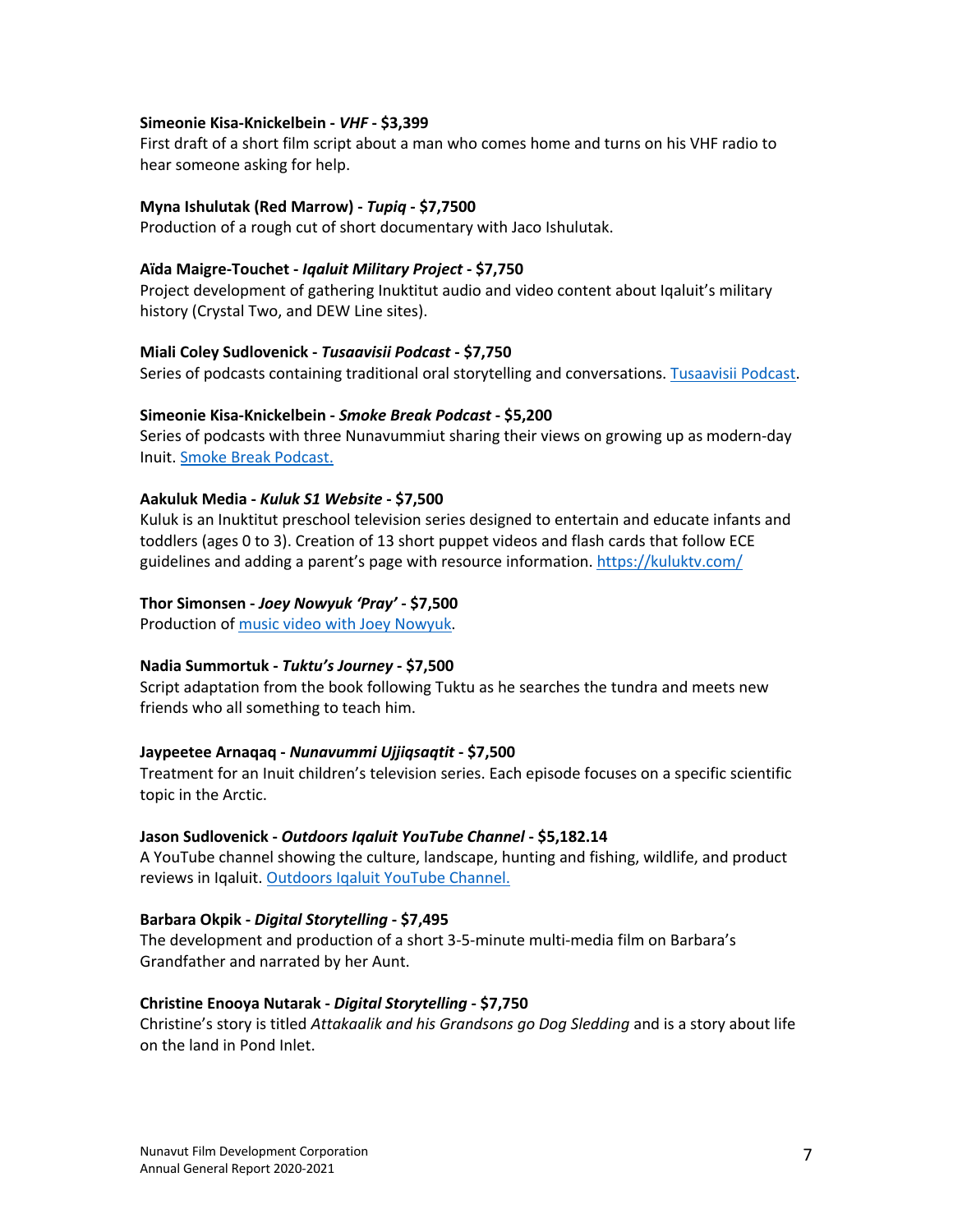**Simeonie Kisa-Knickelbein - *VHF* - $3,399**
First draft of a short film script about a man who comes home and turns on his VHF radio to hear someone asking for help.

**Myna Ishulutak (Red Marrow) - *Tupiq* - $7,7500**
Production of a rough cut of short documentary with Jaco Ishulutak.

**Aïda Maigre-Touchet - *Iqaluit Military Project* - $7,750**
Project development of gathering Inuktitut audio and video content about Iqaluit's military history (Crystal Two, and DEW Line sites).

**Miali Coley Sudlovenick - *Tusaavisii Podcast* - $7,750**
Series of podcasts containing traditional oral storytelling and conversations. Tusaavisii Podcast.

**Simeonie Kisa-Knickelbein - *Smoke Break Podcast* - $5,200**
Series of podcasts with three Nunavummiut sharing their views on growing up as modern-day Inuit. Smoke Break Podcast.

**Aakuluk Media - *Kuluk S1 Website* - $7,500**
Kuluk is an Inuktitut preschool television series designed to entertain and educate infants and toddlers (ages 0 to 3). Creation of 13 short puppet videos and flash cards that follow ECE guidelines and adding a parent's page with resource information. https://kuluktv.com/

**Thor Simonsen - *Joey Nowyuk 'Pray'* - $7,500**
Production of music video with Joey Nowyuk.

**Nadia Summortuk - *Tuktu's Journey* - $7,500**
Script adaptation from the book following Tuktu as he searches the tundra and meets new friends who all something to teach him.

**Jaypeetee Arnaqaq - *Nunavummi Ujjiqsaqtit* - $7,500**
Treatment for an Inuit children's television series. Each episode focuses on a specific scientific topic in the Arctic.

**Jason Sudlovenick - *Outdoors Iqaluit YouTube Channel* - $5,182.14**
A YouTube channel showing the culture, landscape, hunting and fishing, wildlife, and product reviews in Iqaluit. Outdoors Iqaluit YouTube Channel.

**Barbara Okpik - *Digital Storytelling* - $7,495**
The development and production of a short 3-5-minute multi-media film on Barbara's Grandfather and narrated by her Aunt.

**Christine Enooya Nutarak - *Digital Storytelling* - $7,750**
Christine's story is titled *Attakaalik and his Grandsons go Dog Sledding* and is a story about life on the land in Pond Inlet.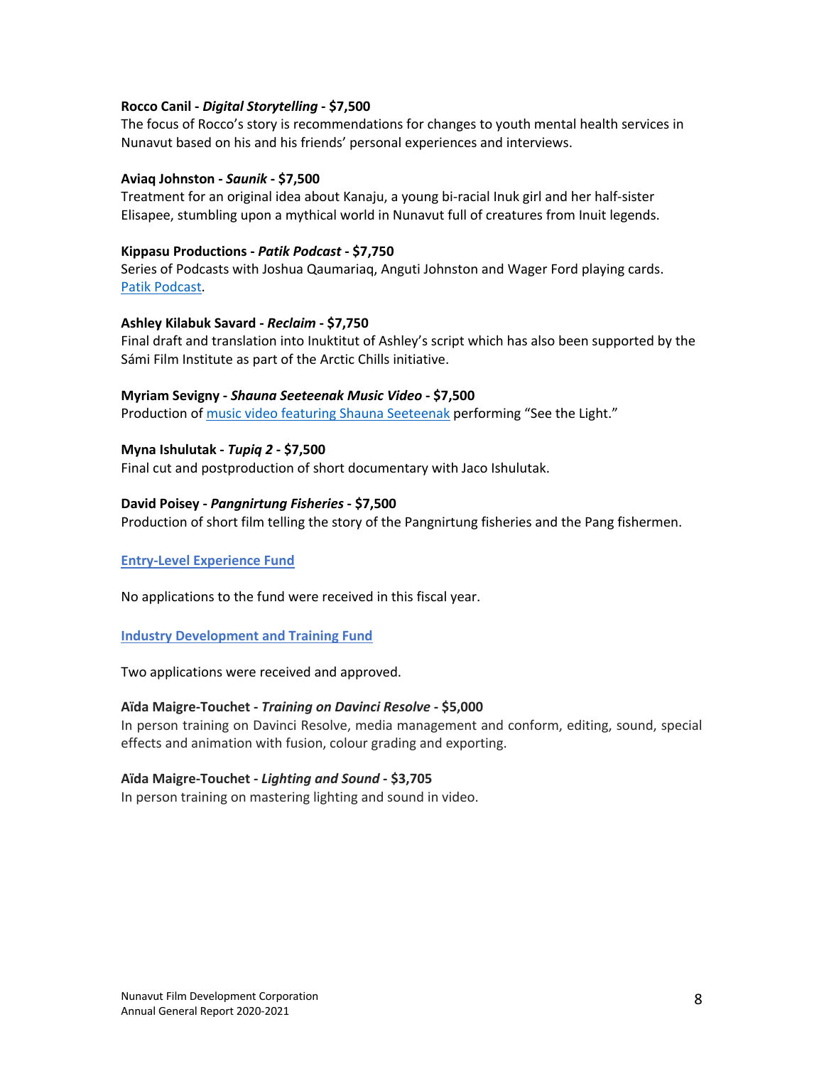**Rocco Canil - *Digital Storytelling* - $7,500**
The focus of Rocco's story is recommendations for changes to youth mental health services in Nunavut based on his and his friends' personal experiences and interviews.

**Aviaq Johnston - *Saunik* - $7,500**
Treatment for an original idea about Kanaju, a young bi-racial Inuk girl and her half-sister Elisapee, stumbling upon a mythical world in Nunavut full of creatures from Inuit legends.

**Kippasu Productions - *Patik Podcast* - $7,750**
Series of Podcasts with Joshua Qaumariaq, Anguti Johnston and Wager Ford playing cards. Patik Podcast.

**Ashley Kilabuk Savard - *Reclaim* - $7,750**
Final draft and translation into Inuktitut of Ashley's script which has also been supported by the Sámi Film Institute as part of the Arctic Chills initiative.

**Myriam Sevigny - *Shauna Seeteenak Music Video* - $7,500**
Production of music video featuring Shauna Seeteenak performing "See the Light."

**Myna Ishulutak - *Tupiq 2* - $7,500**
Final cut and postproduction of short documentary with Jaco Ishulutak.

**David Poisey - *Pangnirtung Fisheries* - $7,500**
Production of short film telling the story of the Pangnirtung fisheries and the Pang fishermen.

### Entry-Level Experience Fund

No applications to the fund were received in this fiscal year.

### Industry Development and Training Fund

Two applications were received and approved.

**Aïda Maigre-Touchet - *Training on Davinci Resolve* - $5,000**
In person training on Davinci Resolve, media management and conform, editing, sound, special effects and animation with fusion, colour grading and exporting.

**Aïda Maigre-Touchet - *Lighting and Sound* - $3,705**
In person training on mastering lighting and sound in video.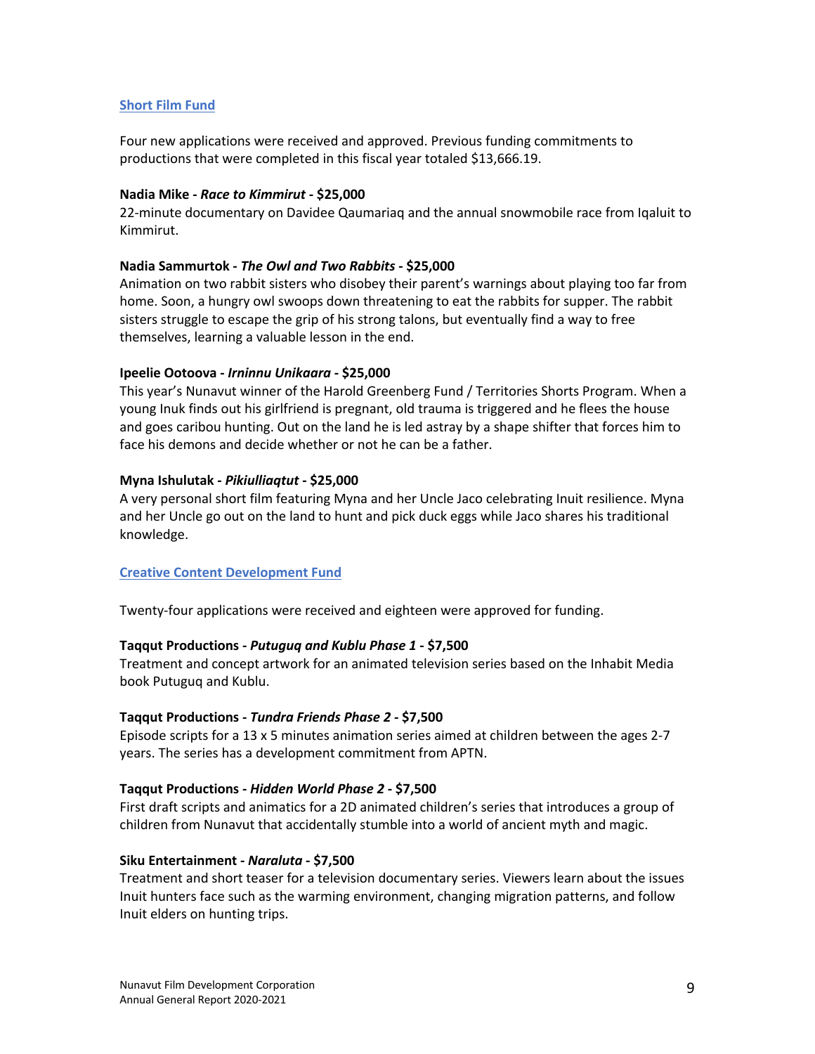## Short Film Fund

Four new applications were received and approved. Previous funding commitments to productions that were completed in this fiscal year totaled $13,666.19.

**Nadia Mike - *Race to Kimmirut* - $25,000**
22-minute documentary on Davidee Qaumariaq and the annual snowmobile race from Iqaluit to Kimmirut.

**Nadia Sammurtok - *The Owl and Two Rabbits* - $25,000**
Animation on two rabbit sisters who disobey their parent's warnings about playing too far from home. Soon, a hungry owl swoops down threatening to eat the rabbits for supper. The rabbit sisters struggle to escape the grip of his strong talons, but eventually find a way to free themselves, learning a valuable lesson in the end.

**Ipeelie Ootoova - *Irninnu Unikaara* - $25,000**
This year's Nunavut winner of the Harold Greenberg Fund / Territories Shorts Program. When a young Inuk finds out his girlfriend is pregnant, old trauma is triggered and he flees the house and goes caribou hunting. Out on the land he is led astray by a shape shifter that forces him to face his demons and decide whether or not he can be a father.

**Myna Ishulutak - *Pikiulliaqtut* - $25,000**
A very personal short film featuring Myna and her Uncle Jaco celebrating Inuit resilience. Myna and her Uncle go out on the land to hunt and pick duck eggs while Jaco shares his traditional knowledge.

## Creative Content Development Fund

Twenty-four applications were received and eighteen were approved for funding.

**Taqqut Productions - *Putuguq and Kublu Phase 1* - $7,500**
Treatment and concept artwork for an animated television series based on the Inhabit Media book Putuguq and Kublu.

**Taqqut Productions - *Tundra Friends Phase 2* - $7,500**
Episode scripts for a 13 x 5 minutes animation series aimed at children between the ages 2-7 years. The series has a development commitment from APTN.

**Taqqut Productions - *Hidden World Phase 2* - $7,500**
First draft scripts and animatics for a 2D animated children's series that introduces a group of children from Nunavut that accidentally stumble into a world of ancient myth and magic.

**Siku Entertainment - *Naraluta* - $7,500**
Treatment and short teaser for a television documentary series. Viewers learn about the issues Inuit hunters face such as the warming environment, changing migration patterns, and follow Inuit elders on hunting trips.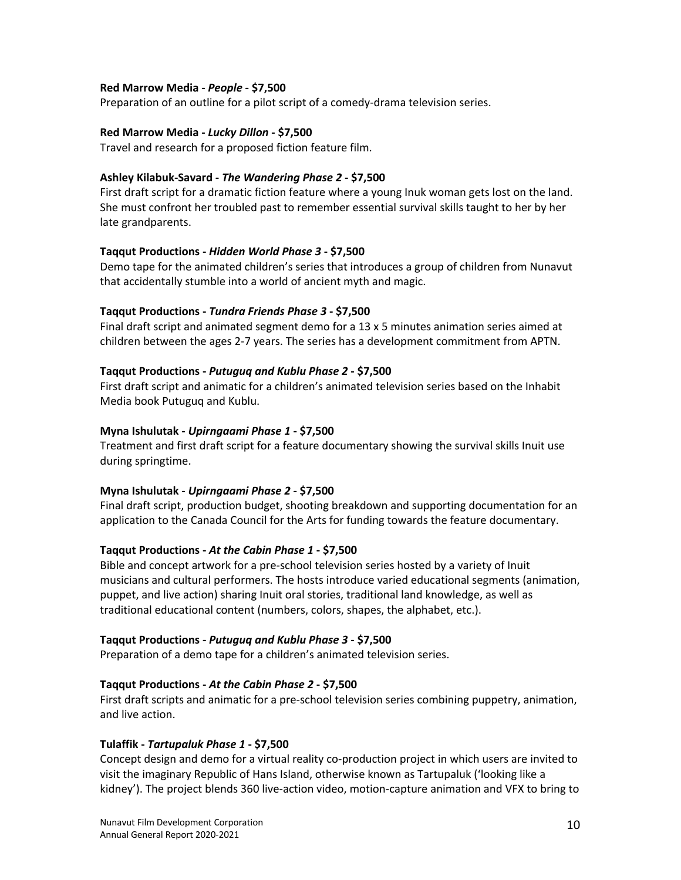**Red Marrow Media -** ***People*** **- $7,500**
Preparation of an outline for a pilot script of a comedy-drama television series.

**Red Marrow Media -** ***Lucky Dillon*** **- $7,500**
Travel and research for a proposed fiction feature film.

**Ashley Kilabuk-Savard -** ***The Wandering Phase 2*** **- $7,500**
First draft script for a dramatic fiction feature where a young Inuk woman gets lost on the land. She must confront her troubled past to remember essential survival skills taught to her by her late grandparents.

**Taqqut Productions -** ***Hidden World Phase 3*** **- $7,500**
Demo tape for the animated children's series that introduces a group of children from Nunavut that accidentally stumble into a world of ancient myth and magic.

**Taqqut Productions -** ***Tundra Friends Phase 3*** **- $7,500**
Final draft script and animated segment demo for a 13 x 5 minutes animation series aimed at children between the ages 2-7 years. The series has a development commitment from APTN.

**Taqqut Productions -** ***Putuguq and Kublu Phase 2*** **- $7,500**
First draft script and animatic for a children's animated television series based on the Inhabit Media book Putuguq and Kublu.

**Myna Ishulutak -** ***Upirngaami Phase 1*** **- $7,500**
Treatment and first draft script for a feature documentary showing the survival skills Inuit use during springtime.

**Myna Ishulutak -** ***Upirngaami Phase 2*** **- $7,500**
Final draft script, production budget, shooting breakdown and supporting documentation for an application to the Canada Council for the Arts for funding towards the feature documentary.

**Taqqut Productions -** ***At the Cabin Phase 1*** **- $7,500**
Bible and concept artwork for a pre-school television series hosted by a variety of Inuit musicians and cultural performers. The hosts introduce varied educational segments (animation, puppet, and live action) sharing Inuit oral stories, traditional land knowledge, as well as traditional educational content (numbers, colors, shapes, the alphabet, etc.).

**Taqqut Productions -** ***Putuguq and Kublu Phase 3*** **- $7,500**
Preparation of a demo tape for a children's animated television series.

**Taqqut Productions -** ***At the Cabin Phase 2*** **- $7,500**
First draft scripts and animatic for a pre-school television series combining puppetry, animation, and live action.

**Tulaffik -** ***Tartupaluk Phase 1*** **- $7,500**
Concept design and demo for a virtual reality co-production project in which users are invited to visit the imaginary Republic of Hans Island, otherwise known as Tartupaluk ('looking like a kidney'). The project blends 360 live-action video, motion-capture animation and VFX to bring to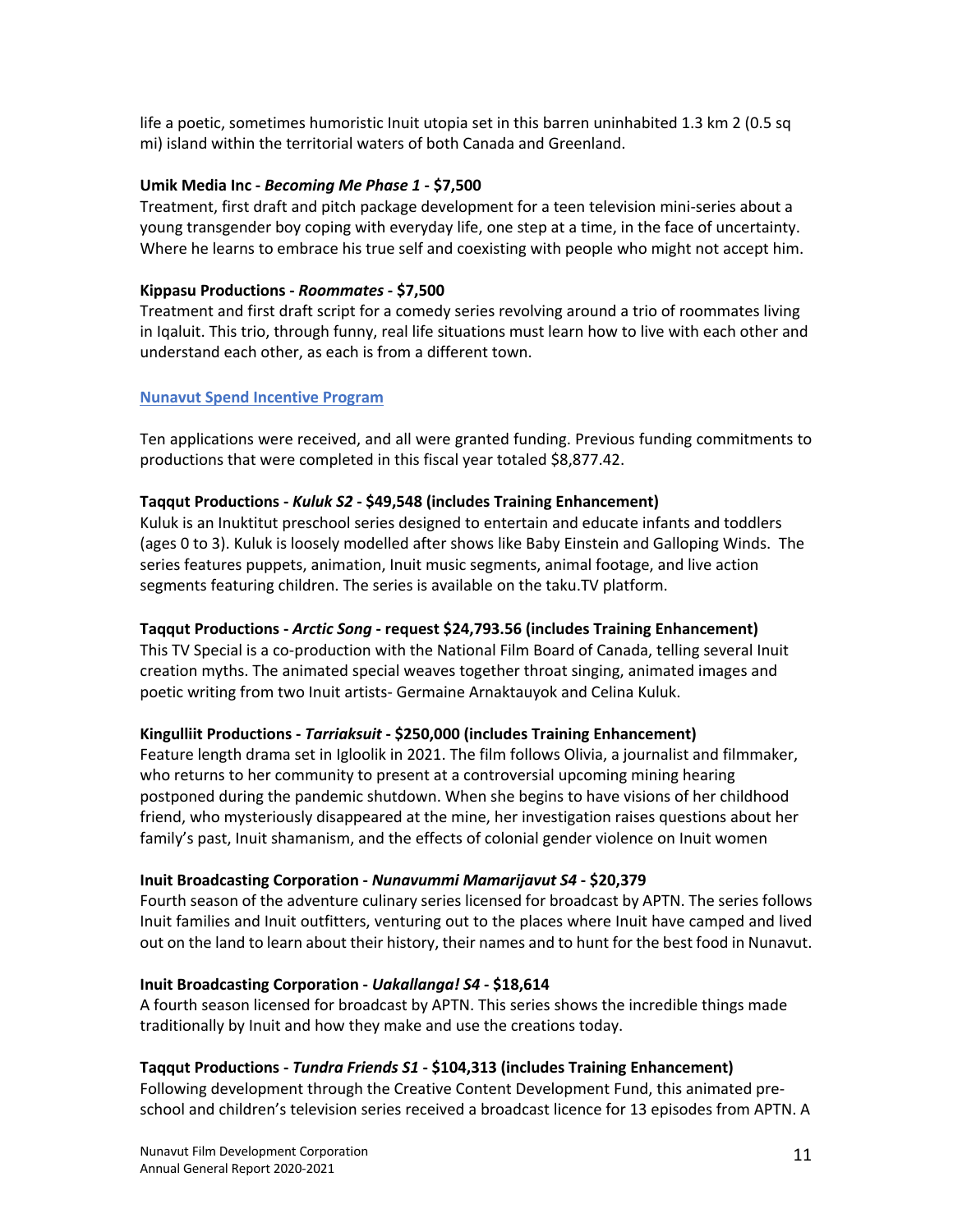life a poetic, sometimes humoristic Inuit utopia set in this barren uninhabited 1.3 km 2 (0.5 sq mi) island within the territorial waters of both Canada and Greenland.

**Umik Media Inc - *Becoming Me Phase 1* - $7,500**
Treatment, first draft and pitch package development for a teen television mini-series about a young transgender boy coping with everyday life, one step at a time, in the face of uncertainty. Where he learns to embrace his true self and coexisting with people who might not accept him.

**Kippasu Productions - *Roommates* - $7,500**
Treatment and first draft script for a comedy series revolving around a trio of roommates living in Iqaluit. This trio, through funny, real life situations must learn how to live with each other and understand each other, as each is from a different town.

## Nunavut Spend Incentive Program

Ten applications were received, and all were granted funding. Previous funding commitments to productions that were completed in this fiscal year totaled $8,877.42.

**Taqqut Productions - *Kuluk S2* - $49,548 (includes Training Enhancement)**
Kuluk is an Inuktitut preschool series designed to entertain and educate infants and toddlers (ages 0 to 3). Kuluk is loosely modelled after shows like Baby Einstein and Galloping Winds. The series features puppets, animation, Inuit music segments, animal footage, and live action segments featuring children. The series is available on the taku.TV platform.

**Taqqut Productions - *Arctic Song* - request $24,793.56 (includes Training Enhancement)**
This TV Special is a co-production with the National Film Board of Canada, telling several Inuit creation myths. The animated special weaves together throat singing, animated images and poetic writing from two Inuit artists- Germaine Arnaktauyok and Celina Kuluk.

**Kingulliit Productions - *Tarriaksuit* - $250,000 (includes Training Enhancement)**
Feature length drama set in Igloolik in 2021. The film follows Olivia, a journalist and filmmaker, who returns to her community to present at a controversial upcoming mining hearing postponed during the pandemic shutdown. When she begins to have visions of her childhood friend, who mysteriously disappeared at the mine, her investigation raises questions about her family's past, Inuit shamanism, and the effects of colonial gender violence on Inuit women

**Inuit Broadcasting Corporation - *Nunavummi Mamarijavut S4* - $20,379**
Fourth season of the adventure culinary series licensed for broadcast by APTN. The series follows Inuit families and Inuit outfitters, venturing out to the places where Inuit have camped and lived out on the land to learn about their history, their names and to hunt for the best food in Nunavut.

**Inuit Broadcasting Corporation - *Uakallanga! S4* - $18,614**
A fourth season licensed for broadcast by APTN. This series shows the incredible things made traditionally by Inuit and how they make and use the creations today.

**Taqqut Productions - *Tundra Friends S1* - $104,313 (includes Training Enhancement)**
Following development through the Creative Content Development Fund, this animated pre-school and children's television series received a broadcast licence for 13 episodes from APTN. A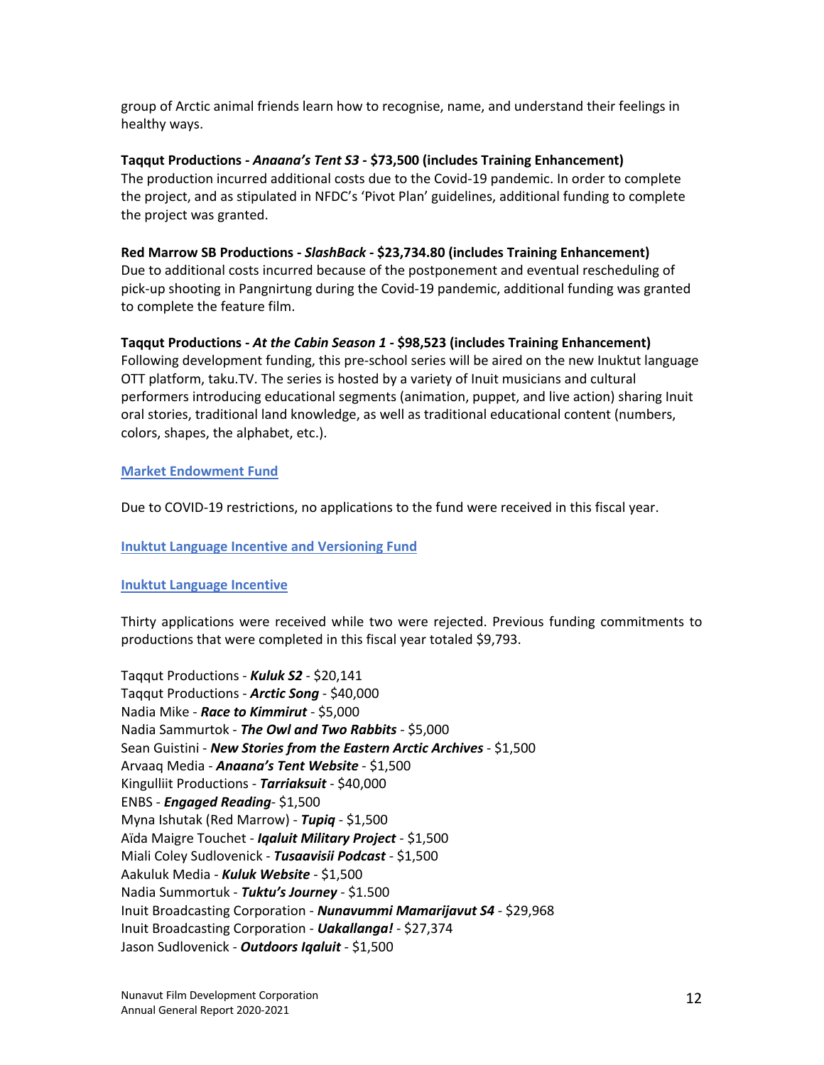group of Arctic animal friends learn how to recognise, name, and understand their feelings in healthy ways.

**Taqqut Productions - *Anaana's Tent S3* - $73,500 (includes Training Enhancement)**
The production incurred additional costs due to the Covid-19 pandemic. In order to complete the project, and as stipulated in NFDC's 'Pivot Plan' guidelines, additional funding to complete the project was granted.

**Red Marrow SB Productions - *SlashBack* - $23,734.80 (includes Training Enhancement)**
Due to additional costs incurred because of the postponement and eventual rescheduling of pick-up shooting in Pangnirtung during the Covid-19 pandemic, additional funding was granted to complete the feature film.

**Taqqut Productions - *At the Cabin Season 1* - $98,523 (includes Training Enhancement)**
Following development funding, this pre-school series will be aired on the new Inuktut language OTT platform, taku.TV. The series is hosted by a variety of Inuit musicians and cultural performers introducing educational segments (animation, puppet, and live action) sharing Inuit oral stories, traditional land knowledge, as well as traditional educational content (numbers, colors, shapes, the alphabet, etc.).

## Market Endowment Fund

Due to COVID-19 restrictions, no applications to the fund were received in this fiscal year.

## Inuktut Language Incentive and Versioning Fund

### Inuktut Language Incentive

Thirty applications were received while two were rejected. Previous funding commitments to productions that were completed in this fiscal year totaled $9,793.

Taqqut Productions - ***Kuluk S2*** - $20,141
Taqqut Productions - ***Arctic Song*** - $40,000
Nadia Mike - ***Race to Kimmirut*** - $5,000
Nadia Sammurtok - ***The Owl and Two Rabbits*** - $5,000
Sean Guistini - ***New Stories from the Eastern Arctic Archives*** - $1,500
Arvaaq Media - ***Anaana's Tent Website*** - $1,500
Kingulliit Productions - ***Tarriaksuit*** - $40,000
ENBS - ***Engaged Reading***- $1,500
Myna Ishutak (Red Marrow) - ***Tupiq*** - $1,500
Aïda Maigre Touchet - ***Iqaluit Military Project*** - $1,500
Miali Coley Sudlovenick - ***Tusaavisii Podcast*** - $1,500
Aakuluk Media - ***Kuluk Website*** - $1,500
Nadia Summortuk - ***Tuktu's Journey*** - $1.500
Inuit Broadcasting Corporation - ***Nunavummi Mamarijavut S4*** - $29,968
Inuit Broadcasting Corporation - ***Uakallanga!*** - $27,374
Jason Sudlovenick - ***Outdoors Iqaluit*** - $1,500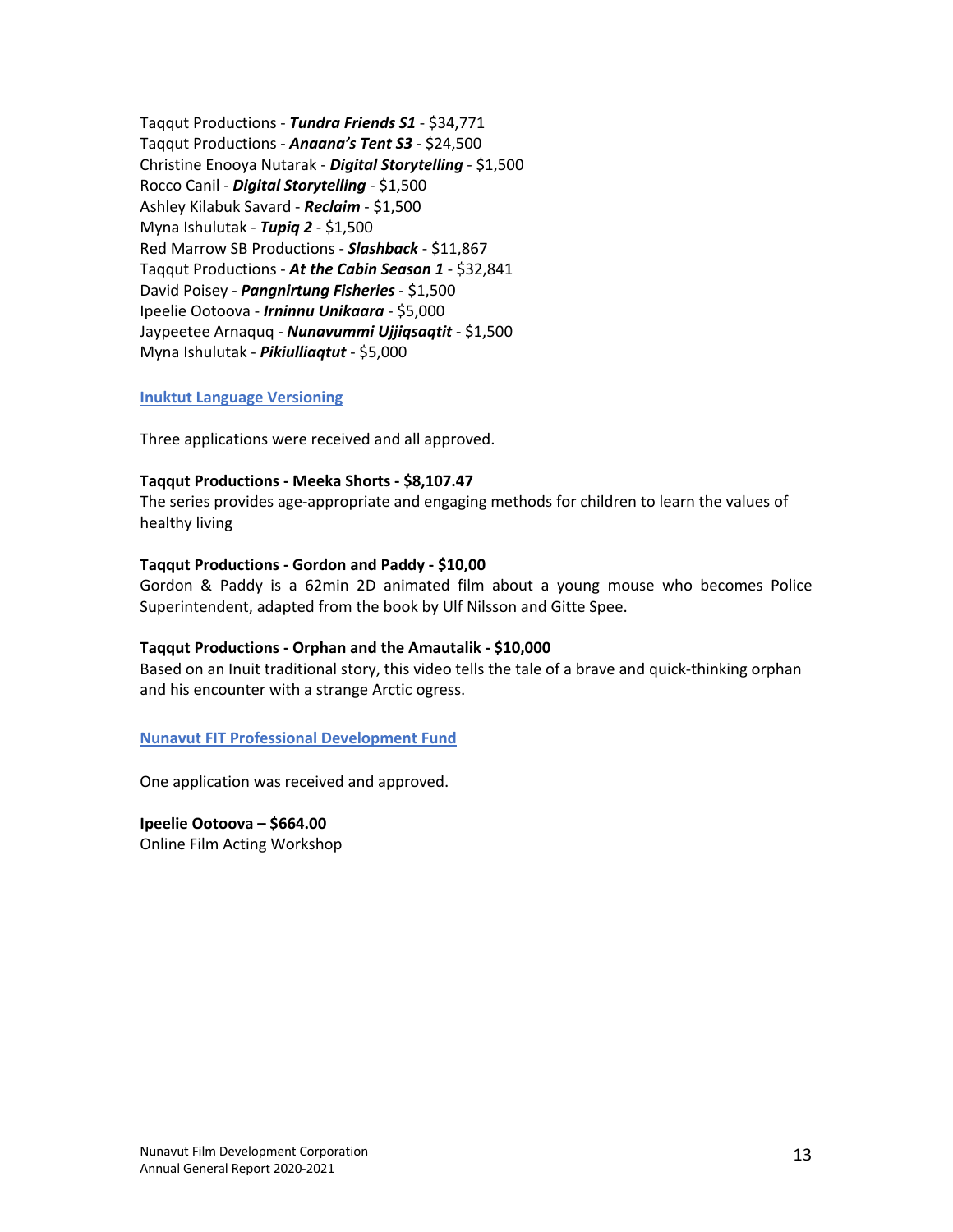Taqqut Productions - ***Tundra Friends S1*** - $34,771
Taqqut Productions - ***Anaana's Tent S3*** - $24,500
Christine Enooya Nutarak - ***Digital Storytelling*** - $1,500
Rocco Canil - ***Digital Storytelling*** - $1,500
Ashley Kilabuk Savard - ***Reclaim*** - $1,500
Myna Ishulutak - ***Tupiq 2*** - $1,500
Red Marrow SB Productions - ***Slashback*** - $11,867
Taqqut Productions - ***At the Cabin Season 1*** - $32,841
David Poisey - ***Pangnirtung Fisheries*** - $1,500
Ipeelie Ootoova - ***Irninnu Unikaara*** - $5,000
Jaypeetee Arnaquq - ***Nunavummi Ujjiqsaqtit*** - $1,500
Myna Ishulutak - ***Pikiulliaqtut*** - $5,000

## Inuktut Language Versioning

Three applications were received and all approved.

**Taqqut Productions - Meeka Shorts - $8,107.47**
The series provides age-appropriate and engaging methods for children to learn the values of healthy living

**Taqqut Productions - Gordon and Paddy - $10,00**
Gordon & Paddy is a 62min 2D animated film about a young mouse who becomes Police Superintendent, adapted from the book by Ulf Nilsson and Gitte Spee.

**Taqqut Productions - Orphan and the Amautalik - $10,000**
Based on an Inuit traditional story, this video tells the tale of a brave and quick-thinking orphan and his encounter with a strange Arctic ogress.

## Nunavut FIT Professional Development Fund

One application was received and approved.

**Ipeelie Ootoova – $664.00**
Online Film Acting Workshop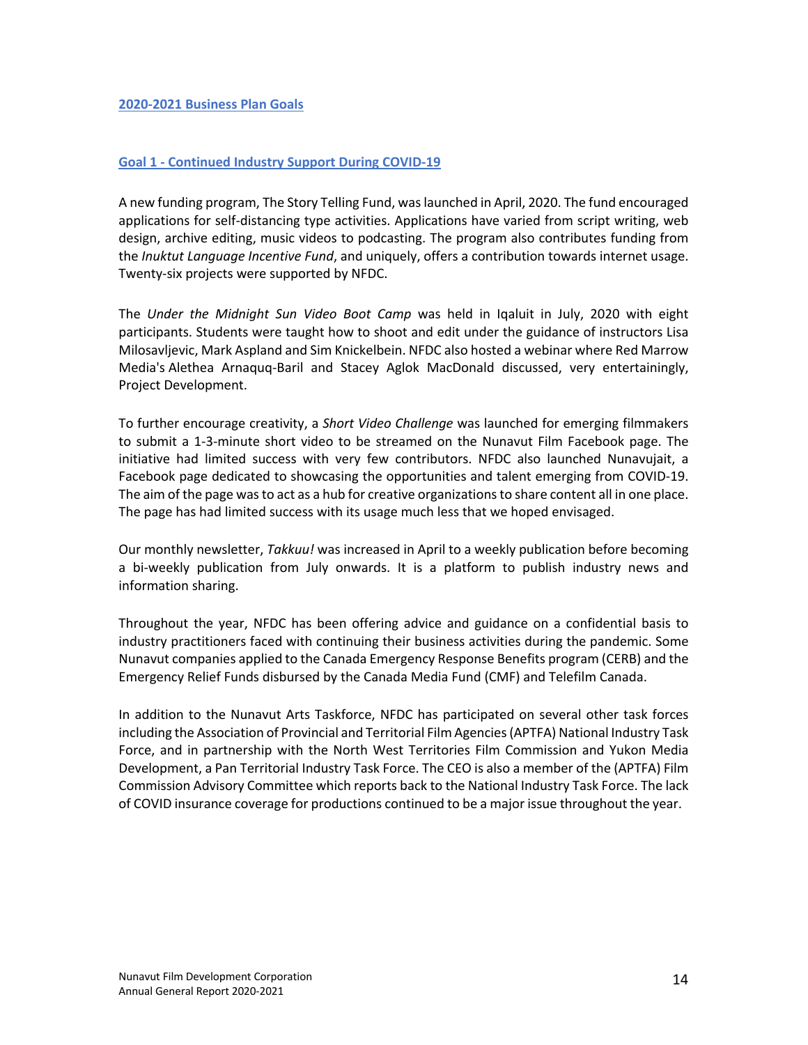## 2020-2021 Business Plan Goals

### Goal 1 - Continued Industry Support During COVID-19

A new funding program, The Story Telling Fund, was launched in April, 2020. The fund encouraged applications for self-distancing type activities. Applications have varied from script writing, web design, archive editing, music videos to podcasting. The program also contributes funding from the *Inuktut Language Incentive Fund*, and uniquely, offers a contribution towards internet usage. Twenty-six projects were supported by NFDC.

The *Under the Midnight Sun Video Boot Camp* was held in Iqaluit in July, 2020 with eight participants. Students were taught how to shoot and edit under the guidance of instructors Lisa Milosavljevic, Mark Aspland and Sim Knickelbein. NFDC also hosted a webinar where Red Marrow Media's Alethea Arnaquq-Baril and Stacey Aglok MacDonald discussed, very entertainingly, Project Development.

To further encourage creativity, a *Short Video Challenge* was launched for emerging filmmakers to submit a 1-3-minute short video to be streamed on the Nunavut Film Facebook page. The initiative had limited success with very few contributors. NFDC also launched Nunavujait, a Facebook page dedicated to showcasing the opportunities and talent emerging from COVID-19. The aim of the page was to act as a hub for creative organizations to share content all in one place. The page has had limited success with its usage much less that we hoped envisaged.

Our monthly newsletter, *Takkuu!* was increased in April to a weekly publication before becoming a bi-weekly publication from July onwards. It is a platform to publish industry news and information sharing.

Throughout the year, NFDC has been offering advice and guidance on a confidential basis to industry practitioners faced with continuing their business activities during the pandemic. Some Nunavut companies applied to the Canada Emergency Response Benefits program (CERB) and the Emergency Relief Funds disbursed by the Canada Media Fund (CMF) and Telefilm Canada.

In addition to the Nunavut Arts Taskforce, NFDC has participated on several other task forces including the Association of Provincial and Territorial Film Agencies (APTFA) National Industry Task Force, and in partnership with the North West Territories Film Commission and Yukon Media Development, a Pan Territorial Industry Task Force. The CEO is also a member of the (APTFA) Film Commission Advisory Committee which reports back to the National Industry Task Force. The lack of COVID insurance coverage for productions continued to be a major issue throughout the year.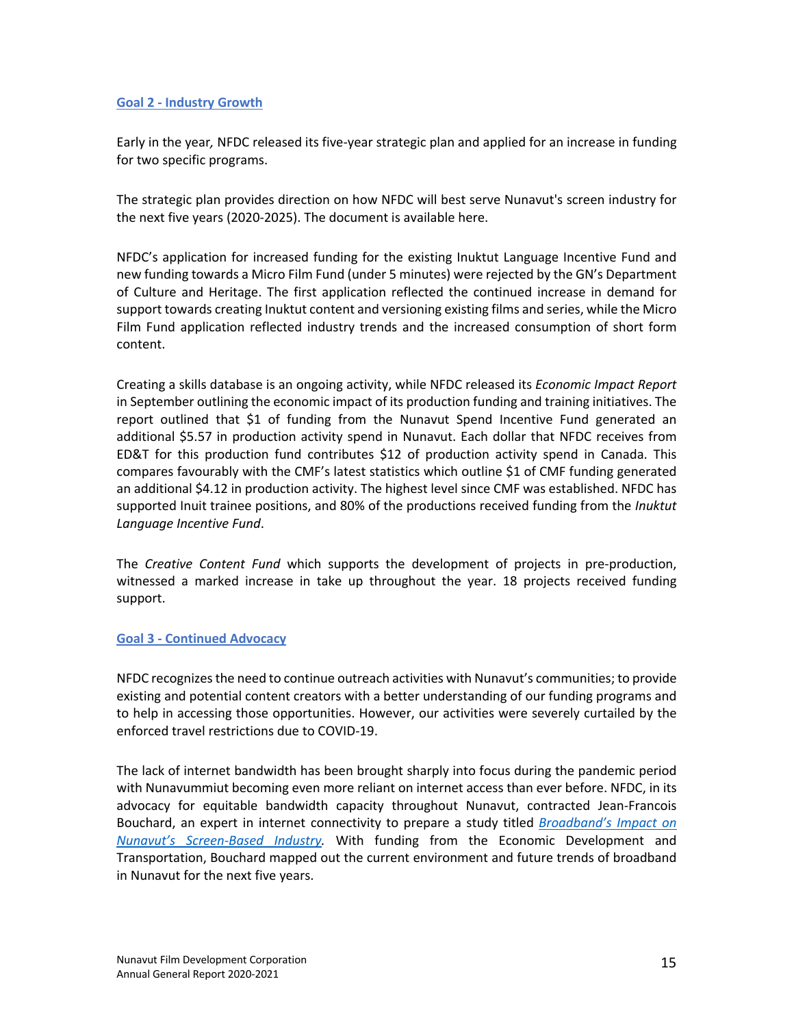## Goal 2 - Industry Growth

Early in the year, NFDC released its five-year strategic plan and applied for an increase in funding for two specific programs.

The strategic plan provides direction on how NFDC will best serve Nunavut's screen industry for the next five years (2020-2025). The document is available here.

NFDC's application for increased funding for the existing Inuktut Language Incentive Fund and new funding towards a Micro Film Fund (under 5 minutes) were rejected by the GN's Department of Culture and Heritage. The first application reflected the continued increase in demand for support towards creating Inuktut content and versioning existing films and series, while the Micro Film Fund application reflected industry trends and the increased consumption of short form content.

Creating a skills database is an ongoing activity, while NFDC released its *Economic Impact Report* in September outlining the economic impact of its production funding and training initiatives. The report outlined that $1 of funding from the Nunavut Spend Incentive Fund generated an additional $5.57 in production activity spend in Nunavut. Each dollar that NFDC receives from ED&T for this production fund contributes $12 of production activity spend in Canada. This compares favourably with the CMF's latest statistics which outline $1 of CMF funding generated an additional $4.12 in production activity. The highest level since CMF was established. NFDC has supported Inuit trainee positions, and 80% of the productions received funding from the *Inuktut Language Incentive Fund*.

The *Creative Content Fund* which supports the development of projects in pre-production, witnessed a marked increase in take up throughout the year. 18 projects received funding support.

## Goal 3 - Continued Advocacy

NFDC recognizes the need to continue outreach activities with Nunavut's communities; to provide existing and potential content creators with a better understanding of our funding programs and to help in accessing those opportunities. However, our activities were severely curtailed by the enforced travel restrictions due to COVID-19.

The lack of internet bandwidth has been brought sharply into focus during the pandemic period with Nunavummiut becoming even more reliant on internet access than ever before. NFDC, in its advocacy for equitable bandwidth capacity throughout Nunavut, contracted Jean-Francois Bouchard, an expert in internet connectivity to prepare a study titled *Broadband's Impact on Nunavut's Screen-Based Industry*. With funding from the Economic Development and Transportation, Bouchard mapped out the current environment and future trends of broadband in Nunavut for the next five years.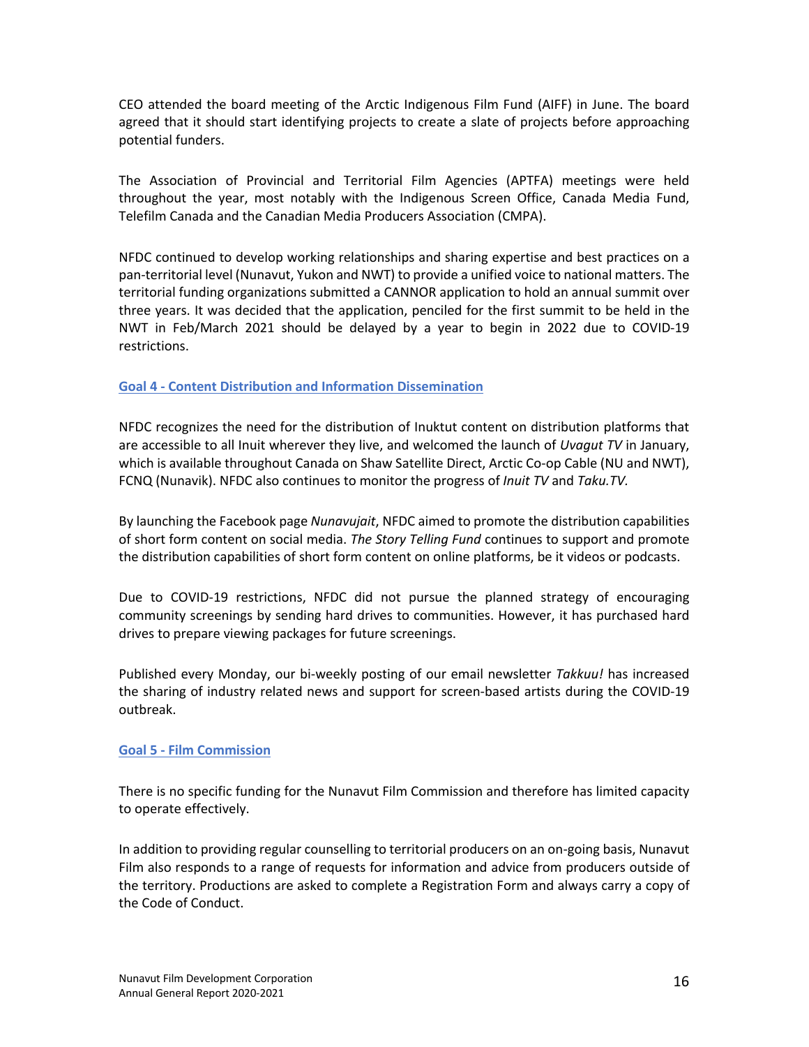CEO attended the board meeting of the Arctic Indigenous Film Fund (AIFF) in June. The board agreed that it should start identifying projects to create a slate of projects before approaching potential funders.

The Association of Provincial and Territorial Film Agencies (APTFA) meetings were held throughout the year, most notably with the Indigenous Screen Office, Canada Media Fund, Telefilm Canada and the Canadian Media Producers Association (CMPA).

NFDC continued to develop working relationships and sharing expertise and best practices on a pan-territorial level (Nunavut, Yukon and NWT) to provide a unified voice to national matters. The territorial funding organizations submitted a CANNOR application to hold an annual summit over three years. It was decided that the application, penciled for the first summit to be held in the NWT in Feb/March 2021 should be delayed by a year to begin in 2022 due to COVID-19 restrictions.

### Goal 4 - Content Distribution and Information Dissemination

NFDC recognizes the need for the distribution of Inuktut content on distribution platforms that are accessible to all Inuit wherever they live, and welcomed the launch of *Uvagut TV* in January, which is available throughout Canada on Shaw Satellite Direct, Arctic Co-op Cable (NU and NWT), FCNQ (Nunavik). NFDC also continues to monitor the progress of *Inuit TV* and *Taku.TV.*

By launching the Facebook page *Nunavujait*, NFDC aimed to promote the distribution capabilities of short form content on social media. *The Story Telling Fund* continues to support and promote the distribution capabilities of short form content on online platforms, be it videos or podcasts.

Due to COVID-19 restrictions, NFDC did not pursue the planned strategy of encouraging community screenings by sending hard drives to communities. However, it has purchased hard drives to prepare viewing packages for future screenings.

Published every Monday, our bi-weekly posting of our email newsletter *Takkuu!* has increased the sharing of industry related news and support for screen-based artists during the COVID-19 outbreak.

### Goal 5 - Film Commission

There is no specific funding for the Nunavut Film Commission and therefore has limited capacity to operate effectively.

In addition to providing regular counselling to territorial producers on an on-going basis, Nunavut Film also responds to a range of requests for information and advice from producers outside of the territory. Productions are asked to complete a Registration Form and always carry a copy of the Code of Conduct.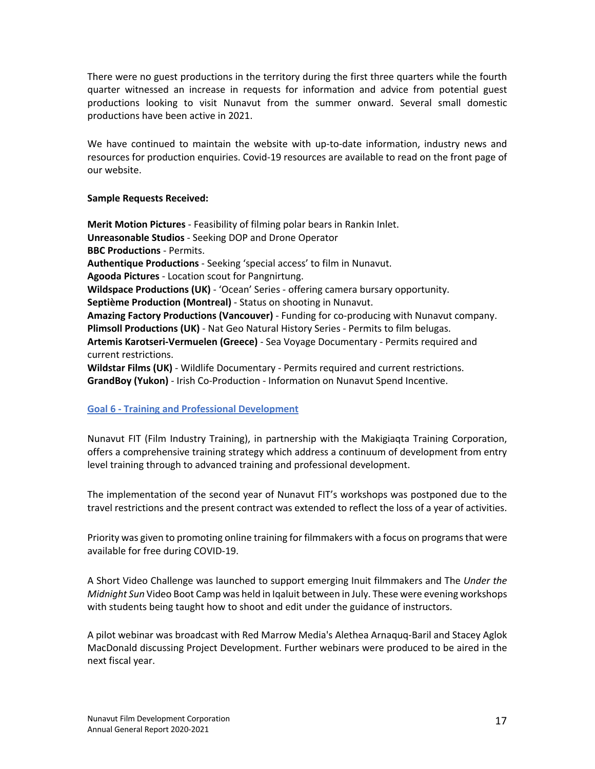There were no guest productions in the territory during the first three quarters while the fourth quarter witnessed an increase in requests for information and advice from potential guest productions looking to visit Nunavut from the summer onward. Several small domestic productions have been active in 2021.

We have continued to maintain the website with up-to-date information, industry news and resources for production enquiries. Covid-19 resources are available to read on the front page of our website.

**Sample Requests Received:**

**Merit Motion Pictures** - Feasibility of filming polar bears in Rankin Inlet.
**Unreasonable Studios** - Seeking DOP and Drone Operator
**BBC Productions** - Permits.
**Authentique Productions** - Seeking 'special access' to film in Nunavut.
**Agooda Pictures** - Location scout for Pangnirtung.
**Wildspace Productions (UK)** - 'Ocean' Series - offering camera bursary opportunity.
**Septième Production (Montreal)** - Status on shooting in Nunavut.
**Amazing Factory Productions (Vancouver)** - Funding for co-producing with Nunavut company.
**Plimsoll Productions (UK)** - Nat Geo Natural History Series - Permits to film belugas.
**Artemis Karotseri-Vermuelen (Greece)** - Sea Voyage Documentary - Permits required and current restrictions.
**Wildstar Films (UK)** - Wildlife Documentary - Permits required and current restrictions.
**GrandBoy (Yukon)** - Irish Co-Production - Information on Nunavut Spend Incentive.

## Goal 6 - Training and Professional Development

Nunavut FIT (Film Industry Training), in partnership with the Makigiaqta Training Corporation, offers a comprehensive training strategy which address a continuum of development from entry level training through to advanced training and professional development.

The implementation of the second year of Nunavut FIT's workshops was postponed due to the travel restrictions and the present contract was extended to reflect the loss of a year of activities.

Priority was given to promoting online training for filmmakers with a focus on programs that were available for free during COVID-19.

A Short Video Challenge was launched to support emerging Inuit filmmakers and The *Under the Midnight Sun* Video Boot Camp was held in Iqaluit between in July. These were evening workshops with students being taught how to shoot and edit under the guidance of instructors.

A pilot webinar was broadcast with Red Marrow Media's Alethea Arnaquq-Baril and Stacey Aglok MacDonald discussing Project Development. Further webinars were produced to be aired in the next fiscal year.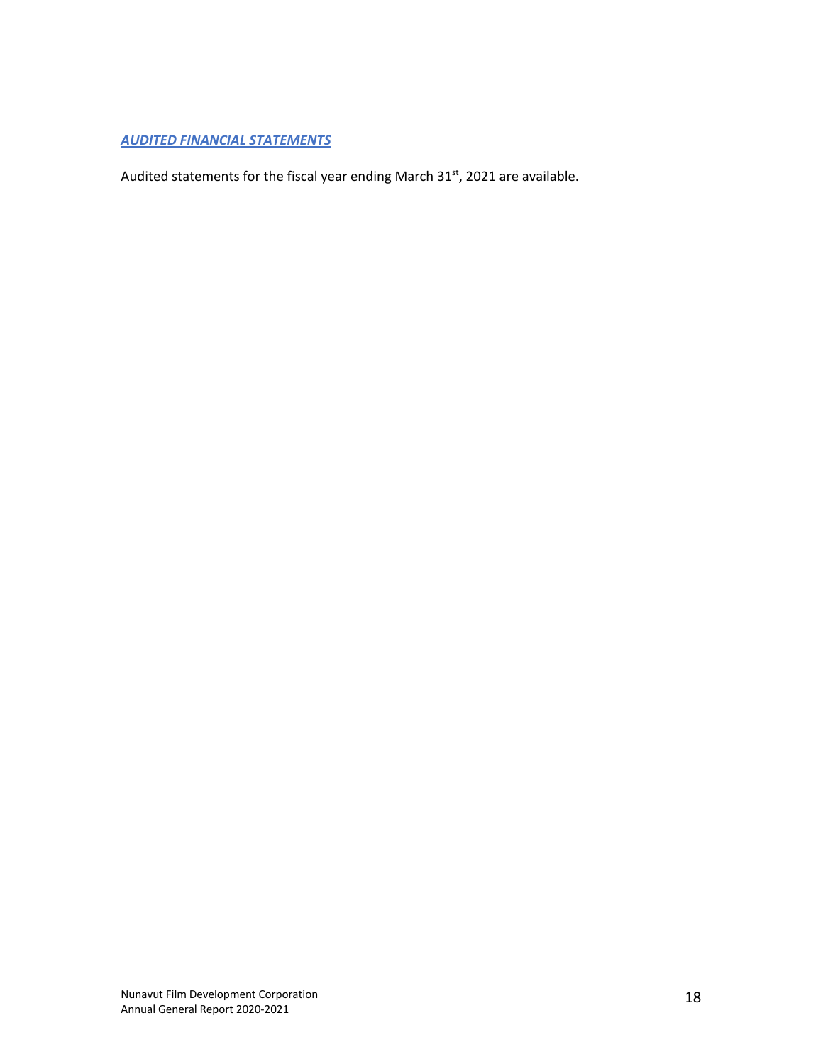## *AUDITED FINANCIAL STATEMENTS*

Audited statements for the fiscal year ending March 31st, 2021 are available.